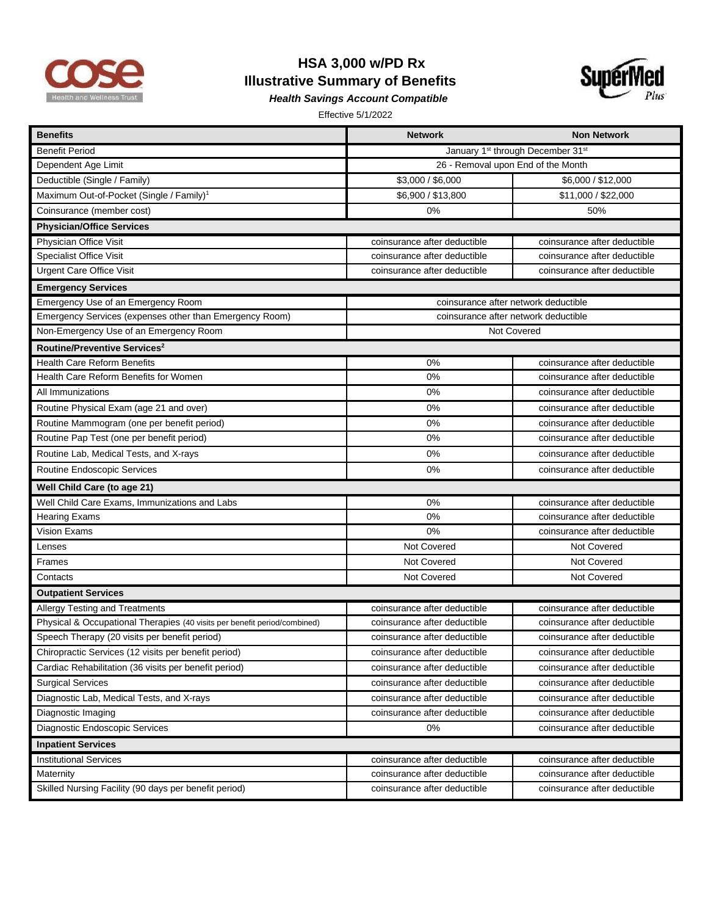# HSA 3,000 w/PD Rx

# Illustrative Summary of Benefits

***Health Savings Account Compatible***

Effective 5/1/2022

| Benefits | Network | Non Network |
|---|---|---|
| Benefit Period | January 1st through December 31st | |
| Dependent Age Limit | 26 - Removal upon End of the Month | |
| Deductible (Single / Family) | $3,000 / $6,000 | $6,000 / $12,000 |
| Maximum Out-of-Pocket (Single / Family)[1] | $6,900 / $13,800 | $11,000 / $22,000 |
| Coinsurance (member cost) | 0% | 50% |
| **Physician/Office Services** | | |
| Physician Office Visit | coinsurance after deductible | coinsurance after deductible |
| Specialist Office Visit | coinsurance after deductible | coinsurance after deductible |
| Urgent Care Office Visit | coinsurance after deductible | coinsurance after deductible |
| **Emergency Services** | | |
| Emergency Use of an Emergency Room | coinsurance after network deductible | |
| Emergency Services (expenses other than Emergency Room) | coinsurance after network deductible | |
| Non-Emergency Use of an Emergency Room | Not Covered | |
| **Routine/Preventive Services[2]** | | |
| Health Care Reform Benefits | 0% | coinsurance after deductible |
| Health Care Reform Benefits for Women | 0% | coinsurance after deductible |
| All Immunizations | 0% | coinsurance after deductible |
| Routine Physical Exam (age 21 and over) | 0% | coinsurance after deductible |
| Routine Mammogram (one per benefit period) | 0% | coinsurance after deductible |
| Routine Pap Test (one per benefit period) | 0% | coinsurance after deductible |
| Routine Lab, Medical Tests, and X-rays | 0% | coinsurance after deductible |
| Routine Endoscopic Services | 0% | coinsurance after deductible |
| **Well Child Care (to age 21)** | | |
| Well Child Care Exams, Immunizations and Labs | 0% | coinsurance after deductible |
| Hearing Exams | 0% | coinsurance after deductible |
| Vision Exams | 0% | coinsurance after deductible |
| Lenses | Not Covered | Not Covered |
| Frames | Not Covered | Not Covered |
| Contacts | Not Covered | Not Covered |
| **Outpatient Services** | | |
| Allergy Testing and Treatments | coinsurance after deductible | coinsurance after deductible |
| Physical & Occupational Therapies (40 visits per benefit period/combined) | coinsurance after deductible | coinsurance after deductible |
| Speech Therapy (20 visits per benefit period) | coinsurance after deductible | coinsurance after deductible |
| Chiropractic Services (12 visits per benefit period) | coinsurance after deductible | coinsurance after deductible |
| Cardiac Rehabilitation (36 visits per benefit period) | coinsurance after deductible | coinsurance after deductible |
| Surgical Services | coinsurance after deductible | coinsurance after deductible |
| Diagnostic Lab, Medical Tests, and X-rays | coinsurance after deductible | coinsurance after deductible |
| Diagnostic Imaging | coinsurance after deductible | coinsurance after deductible |
| Diagnostic Endoscopic Services | 0% | coinsurance after deductible |
| **Inpatient Services** | | |
| Institutional Services | coinsurance after deductible | coinsurance after deductible |
| Maternity | coinsurance after deductible | coinsurance after deductible |
| Skilled Nursing Facility (90 days per benefit period) | coinsurance after deductible | coinsurance after deductible |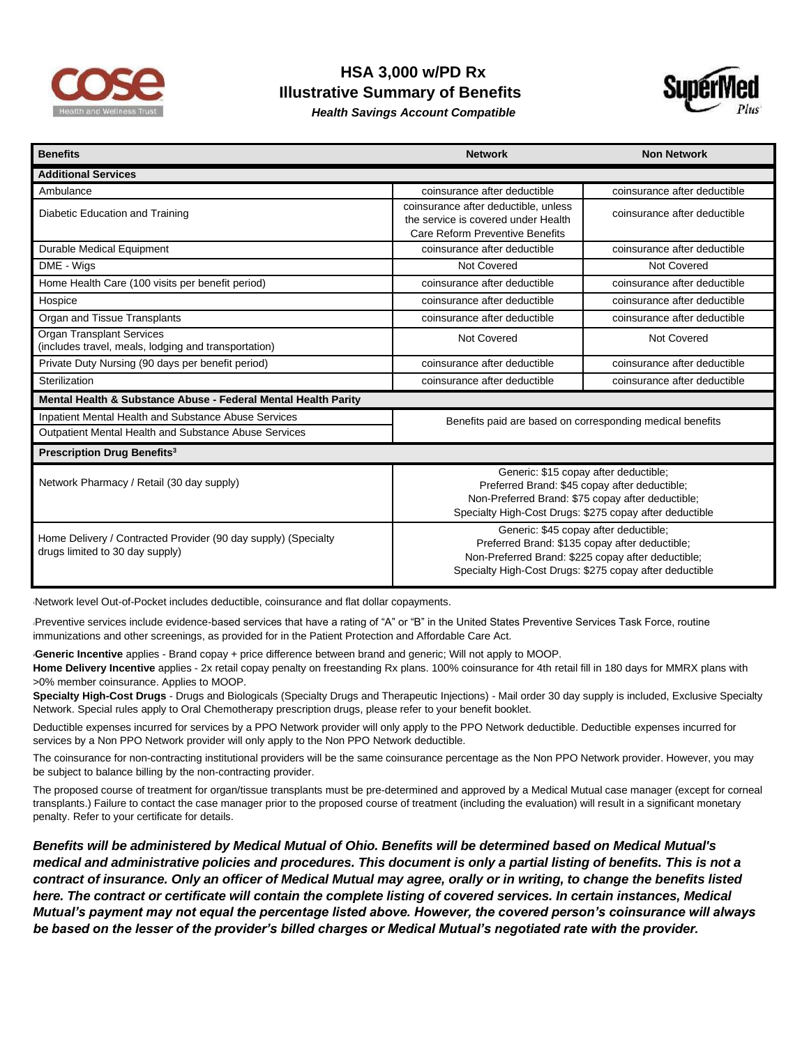# HSA 3,000 w/PD Rx
## Illustrative Summary of Benefits
### *Health Savings Account Compatible*

| Benefits | Network | Non Network |
|---|---|---|
| **Additional Services** | | |
| Ambulance | coinsurance after deductible | coinsurance after deductible |
| Diabetic Education and Training | coinsurance after deductible, unless the service is covered under Health Care Reform Preventive Benefits | coinsurance after deductible |
| Durable Medical Equipment | coinsurance after deductible | coinsurance after deductible |
| DME - Wigs | Not Covered | Not Covered |
| Home Health Care (100 visits per benefit period) | coinsurance after deductible | coinsurance after deductible |
| Hospice | coinsurance after deductible | coinsurance after deductible |
| Organ and Tissue Transplants | coinsurance after deductible | coinsurance after deductible |
| Organ Transplant Services (includes travel, meals, lodging and transportation) | Not Covered | Not Covered |
| Private Duty Nursing (90 days per benefit period) | coinsurance after deductible | coinsurance after deductible |
| Sterilization | coinsurance after deductible | coinsurance after deductible |
| **Mental Health & Substance Abuse - Federal Mental Health Parity** | | |
| Inpatient Mental Health and Substance Abuse Services | Benefits paid are based on corresponding medical benefits | |
| Outpatient Mental Health and Substance Abuse Services | | |
| **Prescription Drug Benefits[3]** | | |
| Network Pharmacy / Retail (30 day supply) | Generic: $15 copay after deductible; Preferred Brand: $45 copay after deductible; Non-Preferred Brand: $75 copay after deductible; Specialty High-Cost Drugs: $275 copay after deductible | |
| Home Delivery / Contracted Provider (90 day supply) (Specialty drugs limited to 30 day supply) | Generic: $45 copay after deductible; Preferred Brand: $135 copay after deductible; Non-Preferred Brand: $225 copay after deductible; Specialty High-Cost Drugs: $275 copay after deductible | |

[1]Network level Out-of-Pocket includes deductible, coinsurance and flat dollar copayments.

[2]Preventive services include evidence-based services that have a rating of "A" or "B" in the United States Preventive Services Task Force, routine immunizations and other screenings, as provided for in the Patient Protection and Affordable Care Act.

[3]**Generic Incentive** applies - Brand copay + price difference between brand and generic; Will not apply to MOOP.
**Home Delivery Incentive** applies - 2x retail copay penalty on freestanding Rx plans. 100% coinsurance for 4th retail fill in 180 days for MMRX plans with >0% member coinsurance. Applies to MOOP.
**Specialty High-Cost Drugs** - Drugs and Biologicals (Specialty Drugs and Therapeutic Injections) - Mail order 30 day supply is included, Exclusive Specialty Network. Special rules apply to Oral Chemotherapy prescription drugs, please refer to your benefit booklet.

Deductible expenses incurred for services by a PPO Network provider will only apply to the PPO Network deductible. Deductible expenses incurred for services by a Non PPO Network provider will only apply to the Non PPO Network deductible.

The coinsurance for non-contracting institutional providers will be the same coinsurance percentage as the Non PPO Network provider. However, you may be subject to balance billing by the non-contracting provider.

The proposed course of treatment for organ/tissue transplants must be pre-determined and approved by a Medical Mutual case manager (except for corneal transplants.) Failure to contact the case manager prior to the proposed course of treatment (including the evaluation) will result in a significant monetary penalty. Refer to your certificate for details.

***Benefits will be administered by Medical Mutual of Ohio. Benefits will be determined based on Medical Mutual's medical and administrative policies and procedures. This document is only a partial listing of benefits. This is not a contract of insurance. Only an officer of Medical Mutual may agree, orally or in writing, to change the benefits listed here. The contract or certificate will contain the complete listing of covered services. In certain instances, Medical Mutual's payment may not equal the percentage listed above. However, the covered person's coinsurance will always be based on the lesser of the provider's billed charges or Medical Mutual's negotiated rate with the provider.***